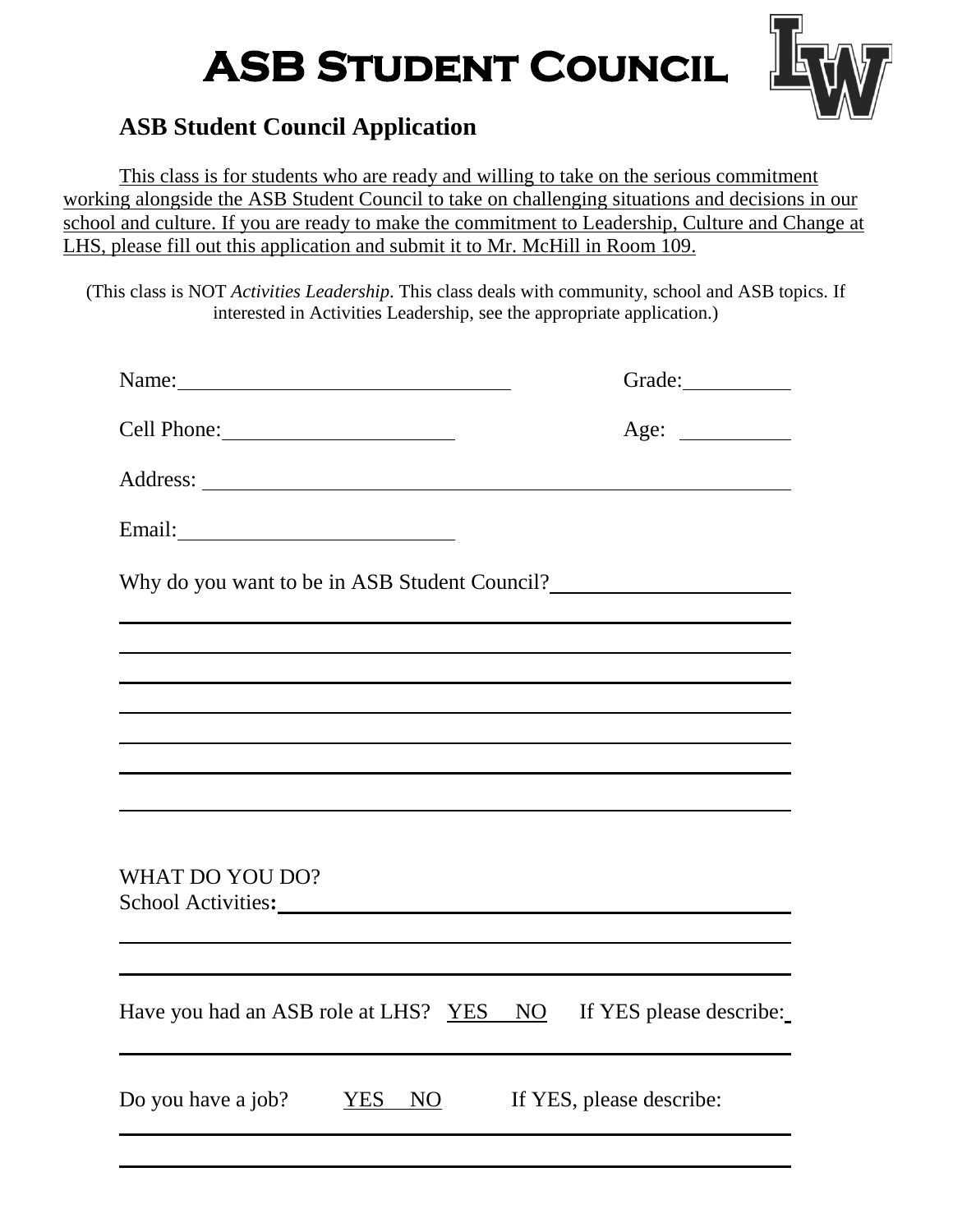# ASB Student Council

## ASB Student Council Application

This class is for students who are ready and willing to take on the serious commitment working alongside the ASB Student Council to take on challenging situations and decisions in our school and culture. If you are ready to make the commitment to Leadership, Culture and Change at LHS, please fill out this application and submit it to Mr. McHill in Room 109.

(This class is NOT *Activities Leadership*. This class deals with community, school and ASB topics. If interested in Activities Leadership, see the appropriate application.)

Name: ______________________________ Grade: __________

Cell Phone: ____________________ Age: __________

Address: ______________________________________________________

Email: ________________________

Why do you want to be in ASB Student Council? ____________________

______________________________________________________________

______________________________________________________________

______________________________________________________________

______________________________________________________________

______________________________________________________________

______________________________________________________________

______________________________________________________________

WHAT DO YOU DO?
School Activities: _____________________________________________

______________________________________________________________

______________________________________________________________

Have you had an ASB role at LHS? YES NO If YES please describe: ____

______________________________________________________________

Do you have a job? YES NO If YES, please describe:

______________________________________________________________

______________________________________________________________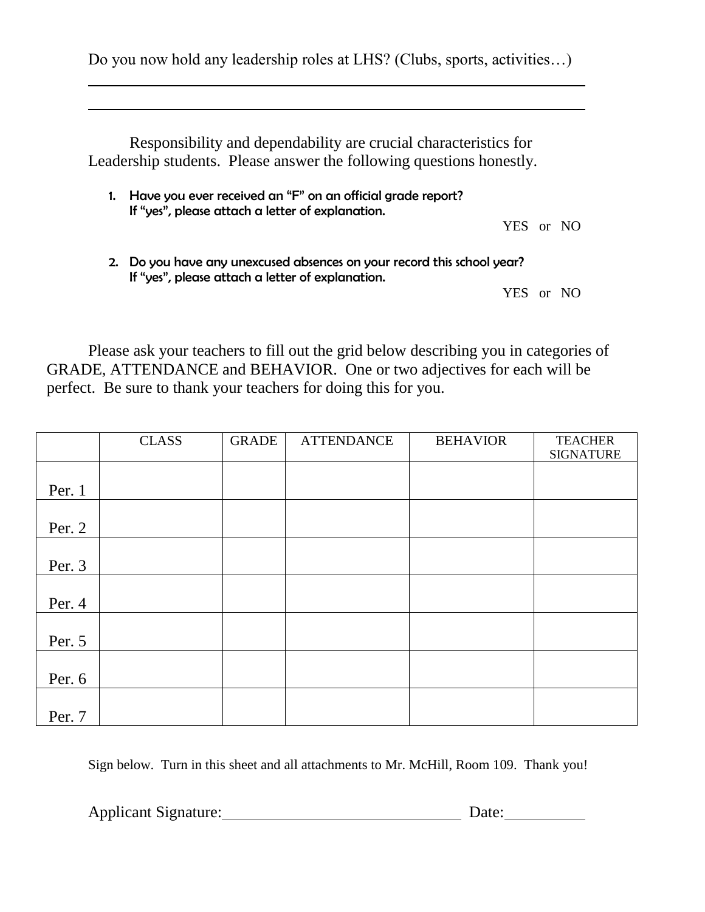Do you now hold any leadership roles at LHS? (Clubs, sports, activities…)

\_\_\_\_\_\_\_\_\_\_\_\_\_\_\_\_\_\_\_\_\_\_\_\_\_\_\_\_\_\_\_\_\_\_\_\_\_\_\_\_\_\_\_\_\_\_\_\_\_\_\_\_\_\_\_\_\_\_\_\_

\_\_\_\_\_\_\_\_\_\_\_\_\_\_\_\_\_\_\_\_\_\_\_\_\_\_\_\_\_\_\_\_\_\_\_\_\_\_\_\_\_\_\_\_\_\_\_\_\_\_\_\_\_\_\_\_\_\_\_\_

Responsibility and dependability are crucial characteristics for Leadership students. Please answer the following questions honestly.

1. **Have you ever received an "F" on an official grade report? If "yes", please attach a letter of explanation.**

   YES or NO

2. **Do you have any unexcused absences on your record this school year? If "yes", please attach a letter of explanation.**

   YES or NO

Please ask your teachers to fill out the grid below describing you in categories of GRADE, ATTENDANCE and BEHAVIOR. One or two adjectives for each will be perfect. Be sure to thank your teachers for doing this for you.

| | CLASS | GRADE | ATTENDANCE | BEHAVIOR | TEACHER SIGNATURE |
|---|---|---|---|---|---|
| Per. 1 | | | | | |
| Per. 2 | | | | | |
| Per. 3 | | | | | |
| Per. 4 | | | | | |
| Per. 5 | | | | | |
| Per. 6 | | | | | |
| Per. 7 | | | | | |

Sign below. Turn in this sheet and all attachments to Mr. McHill, Room 109. Thank you!

Applicant Signature:\_\_\_\_\_\_\_\_\_\_\_\_\_\_\_\_\_\_\_\_\_\_\_\_\_\_\_\_\_\_\_\_ Date:\_\_\_\_\_\_\_\_\_\_